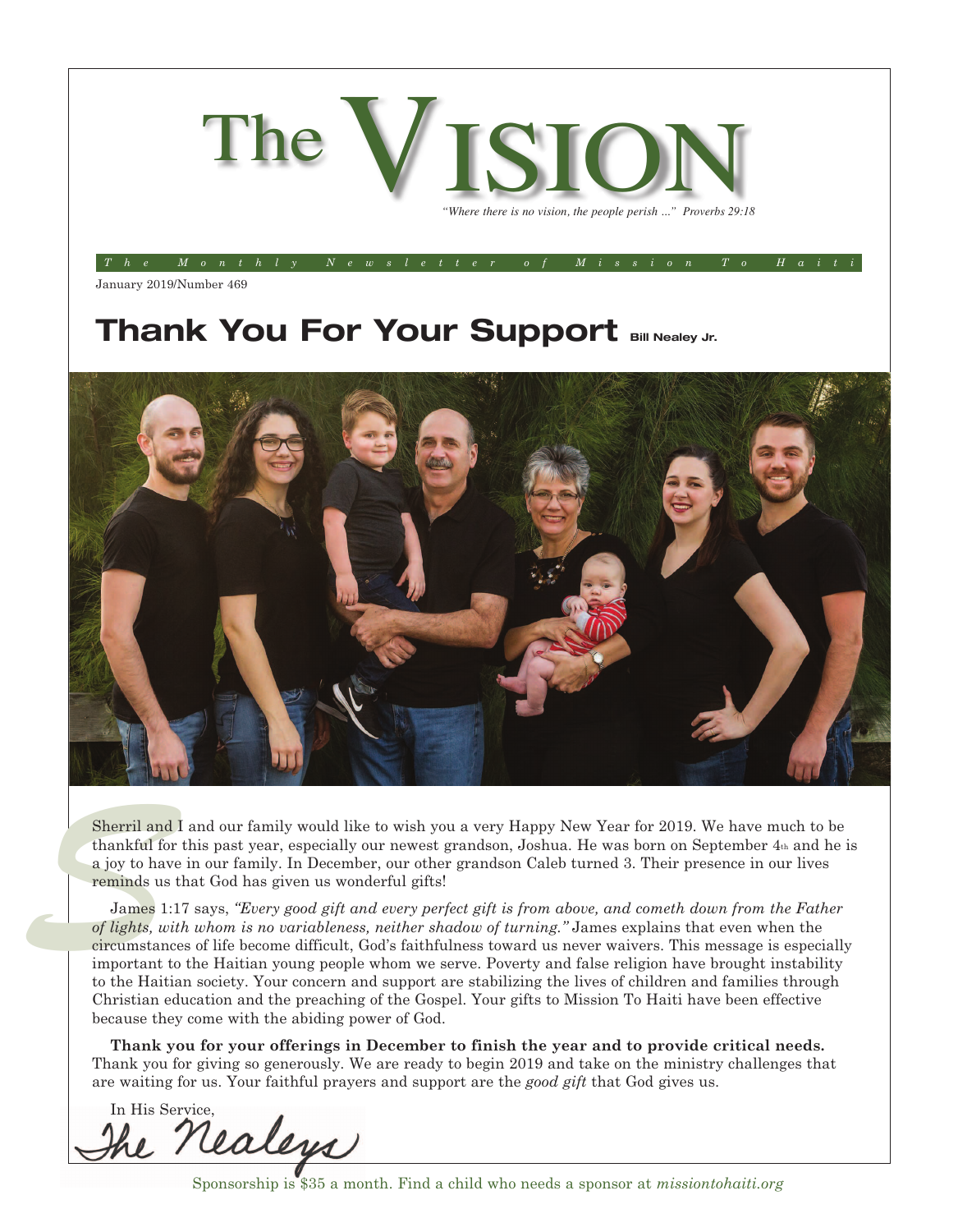# The VISION

*"Where there is no vision, the people perish ..." Proverbs 29:18*

*The Monthly Newsletter of Mission To Haiti*

January 2019/Number 469

## Thank You For Your Support

**Bill Nealey Jr.**

Sherril and I and our family would like to wish you a very Happy New Year for 2019. We have much to be thankful for this past year, especially our newest grandson, Joshua. He was born on September 4th and he is a joy to have in our family. In December, our other grandson Caleb turned 3. Their presence in our lives reminds us that God has given us wonderful gifts!

James 1:17 says, *"Every good gift and every perfect gift is from above, and cometh down from the Father of lights, with whom is no variableness, neither shadow of turning."* James explains that even when the circumstances of life become difficult, God's faithfulness toward us never waivers. This message is especially important to the Haitian young people whom we serve. Poverty and false religion have brought instability to the Haitian society. Your concern and support are stabilizing the lives of children and families through Christian education and the preaching of the Gospel. Your gifts to Mission To Haiti have been effective because they come with the abiding power of God.

**Thank you for your offerings in December to finish the year and to provide critical needs.** Thank you for giving so generously. We are ready to begin 2019 and take on the ministry challenges that are waiting for us. Your faithful prayers and support are the *good gift* that God gives us.

In His Service,

The Nealeys

Sponsorship is $35 a month. Find a child who needs a sponsor at *missiontohaiti.org*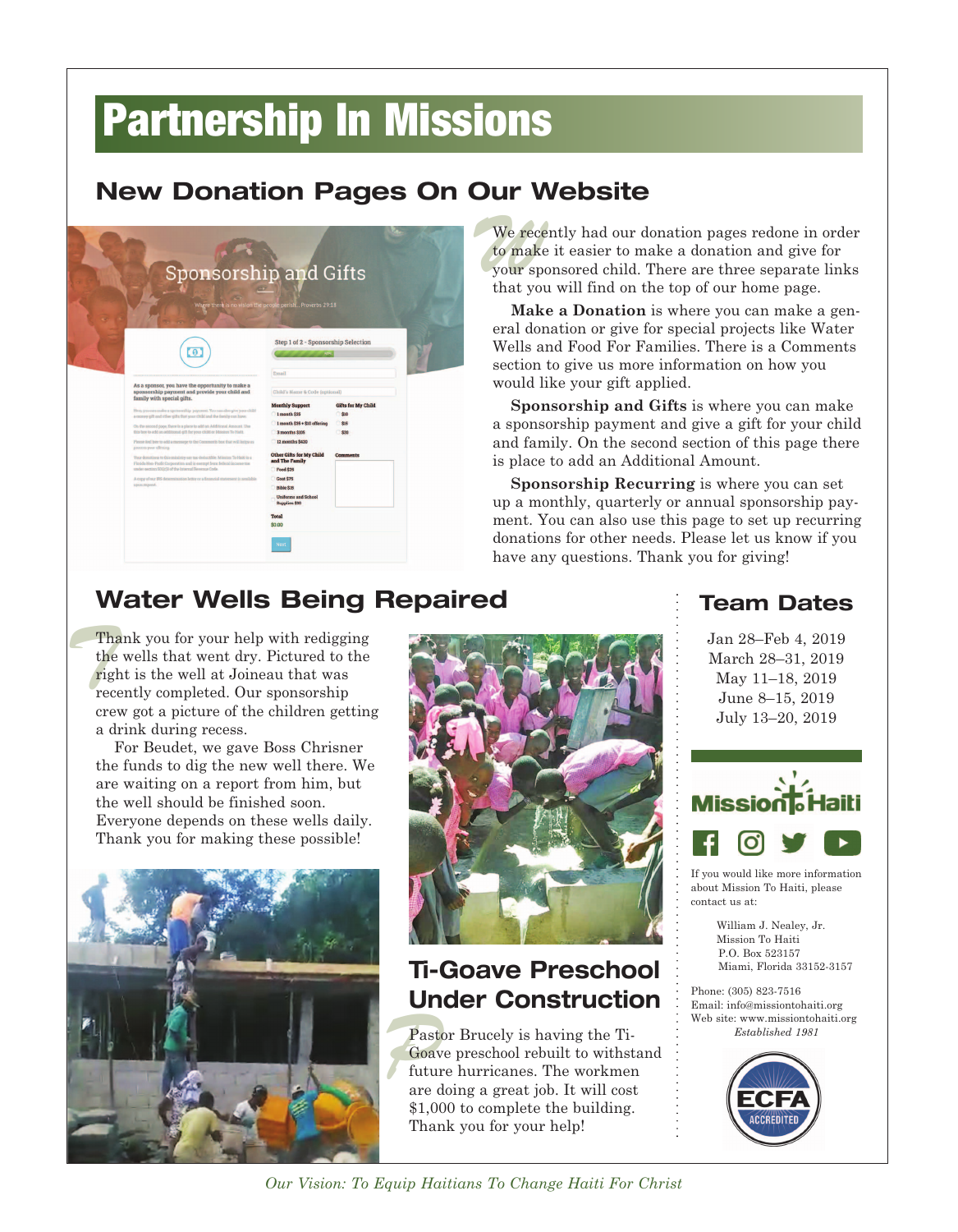# Partnership In Missions

## New Donation Pages On Our Website

We recently had our donation pages redone in order to make it easier to make a donation and give for your sponsored child. There are three separate links that you will find on the top of our home page.

**Make a Donation** is where you can make a general donation or give for special projects like Water Wells and Food For Families. There is a Comments section to give us more information on how you would like your gift applied.

**Sponsorship and Gifts** is where you can make a sponsorship payment and give a gift for your child and family. On the second section of this page there is place to add an Additional Amount.

**Sponsorship Recurring** is where you can set up a monthly, quarterly or annual sponsorship payment. You can also use this page to set up recurring donations for other needs. Please let us know if you have any questions. Thank you for giving!

## Water Wells Being Repaired

Thank you for your help with redigging the wells that went dry. Pictured to the right is the well at Joineau that was recently completed. Our sponsorship crew got a picture of the children getting a drink during recess.

For Beudet, we gave Boss Chrisner the funds to dig the new well there. We are waiting on a report from him, but the well should be finished soon. Everyone depends on these wells daily. Thank you for making these possible!

## Ti-Goave Preschool Under Construction

Pastor Brucely is having the Ti-Goave preschool rebuilt to withstand future hurricanes. The workmen are doing a great job. It will cost $1,000 to complete the building. Thank you for your help!

## Team Dates

Jan 28–Feb 4, 2019
March 28–31, 2019
May 11–18, 2019
June 8–15, 2019
July 13–20, 2019

Mission To Haiti

If you would like more information about Mission To Haiti, please contact us at:

William J. Nealey, Jr.
Mission To Haiti
P.O. Box 523157
Miami, Florida 33152-3157

Phone: (305) 823-7516
Email: info@missiontohaiti.org
Web site: www.missiontohaiti.org
*Established 1981*

ECFA ACCREDITED

*Our Vision: To Equip Haitians To Change Haiti For Christ*